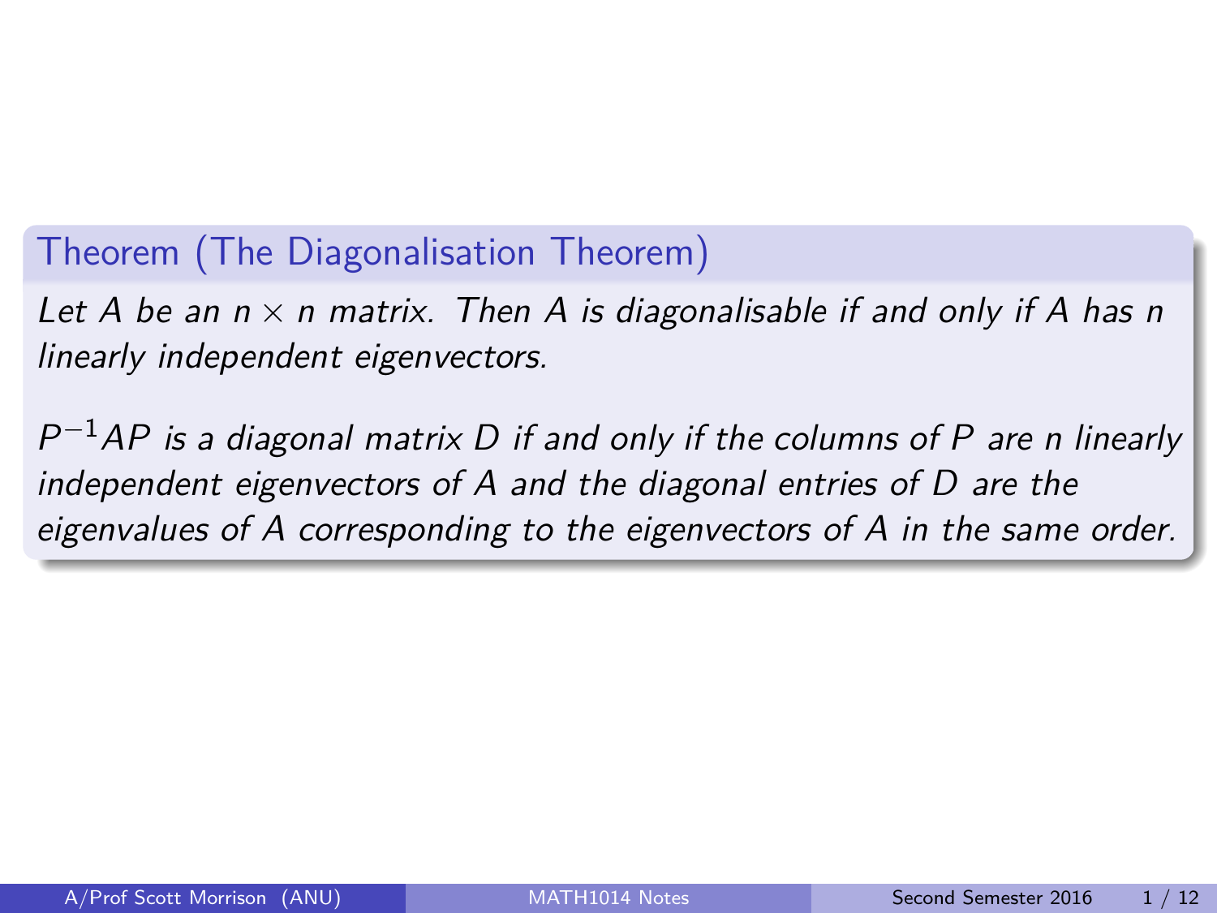**Theorem (The Diagonalisation Theorem)**

*Let $A$ be an $n \times n$ matrix. Then $A$ is diagonalisable if and only if $A$ has $n$ linearly independent eigenvectors.*

*$P^{-1}AP$ is a diagonal matrix $D$ if and only if the columns of $P$ are $n$ linearly independent eigenvectors of $A$ and the diagonal entries of $D$ are the eigenvalues of $A$ corresponding to the eigenvectors of $A$ in the same order.*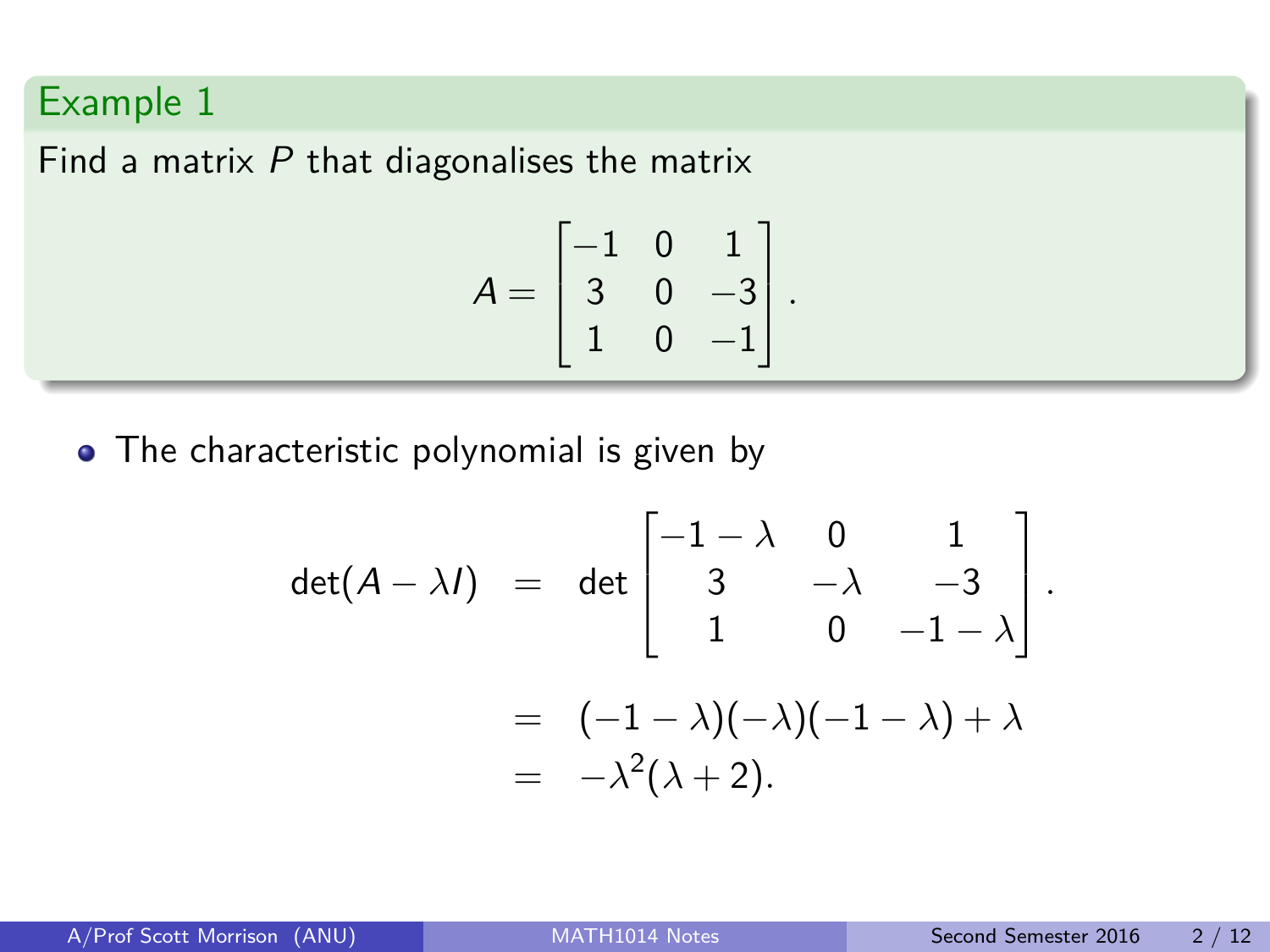### Example 1

Find a matrix $P$ that diagonalises the matrix

$$A = \begin{bmatrix} -1 & 0 & 1 \\ 3 & 0 & -3 \\ 1 & 0 & -1 \end{bmatrix}.$$

- The characteristic polynomial is given by

$$\begin{aligned}
\det(A - \lambda I) &= \det \begin{bmatrix} -1-\lambda & 0 & 1 \\ 3 & -\lambda & -3 \\ 1 & 0 & -1-\lambda \end{bmatrix}. \\
&= (-1-\lambda)(-\lambda)(-1-\lambda) + \lambda \\
&= -\lambda^2(\lambda + 2).
\end{aligned}$$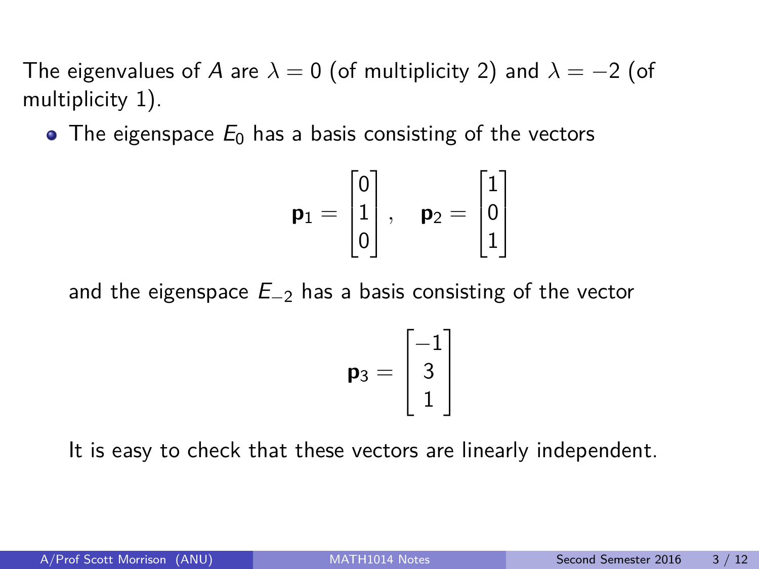The eigenvalues of $A$ are $\lambda = 0$ (of multiplicity 2) and $\lambda = -2$ (of multiplicity 1).

- The eigenspace $E_0$ has a basis consisting of the vectors

$$\mathbf{p}_1 = \begin{bmatrix} 0 \\ 1 \\ 0 \end{bmatrix}, \quad \mathbf{p}_2 = \begin{bmatrix} 1 \\ 0 \\ 1 \end{bmatrix}$$

  and the eigenspace $E_{-2}$ has a basis consisting of the vector

$$\mathbf{p}_3 = \begin{bmatrix} -1 \\ 3 \\ 1 \end{bmatrix}$$

  It is easy to check that these vectors are linearly independent.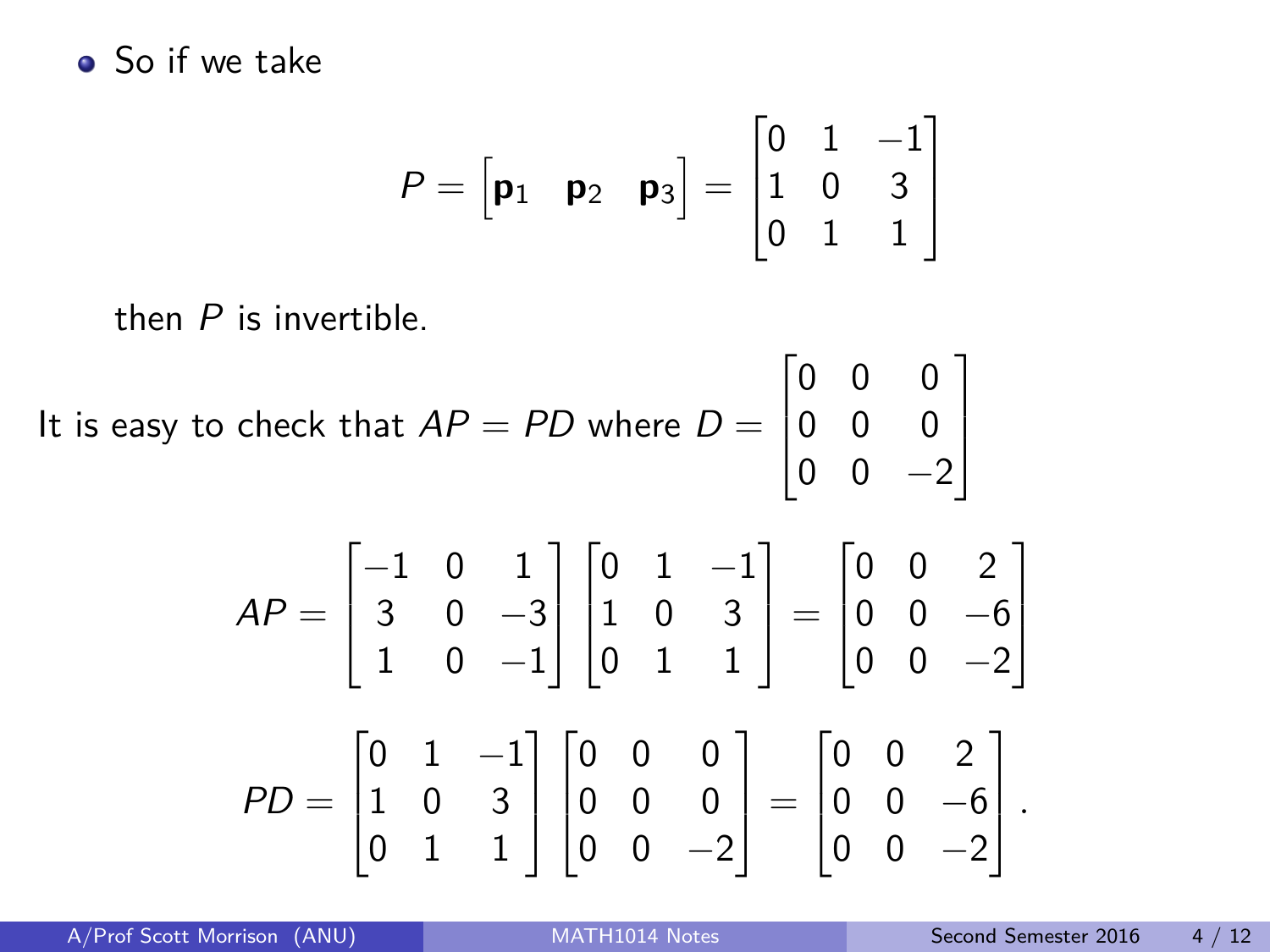- So if we take

$$P = \begin{bmatrix} \mathbf{p}_1 & \mathbf{p}_2 & \mathbf{p}_3 \end{bmatrix} = \begin{bmatrix} 0 & 1 & -1 \\ 1 & 0 & 3 \\ 0 & 1 & 1 \end{bmatrix}$$

then $P$ is invertible.

It is easy to check that $AP = PD$ where $D = \begin{bmatrix} 0 & 0 & 0 \\ 0 & 0 & 0 \\ 0 & 0 & -2 \end{bmatrix}$

$$AP = \begin{bmatrix} -1 & 0 & 1 \\ 3 & 0 & -3 \\ 1 & 0 & -1 \end{bmatrix} \begin{bmatrix} 0 & 1 & -1 \\ 1 & 0 & 3 \\ 0 & 1 & 1 \end{bmatrix} = \begin{bmatrix} 0 & 0 & 2 \\ 0 & 0 & -6 \\ 0 & 0 & -2 \end{bmatrix}$$

$$PD = \begin{bmatrix} 0 & 1 & -1 \\ 1 & 0 & 3 \\ 0 & 1 & 1 \end{bmatrix} \begin{bmatrix} 0 & 0 & 0 \\ 0 & 0 & 0 \\ 0 & 0 & -2 \end{bmatrix} = \begin{bmatrix} 0 & 0 & 2 \\ 0 & 0 & -6 \\ 0 & 0 & -2 \end{bmatrix}.$$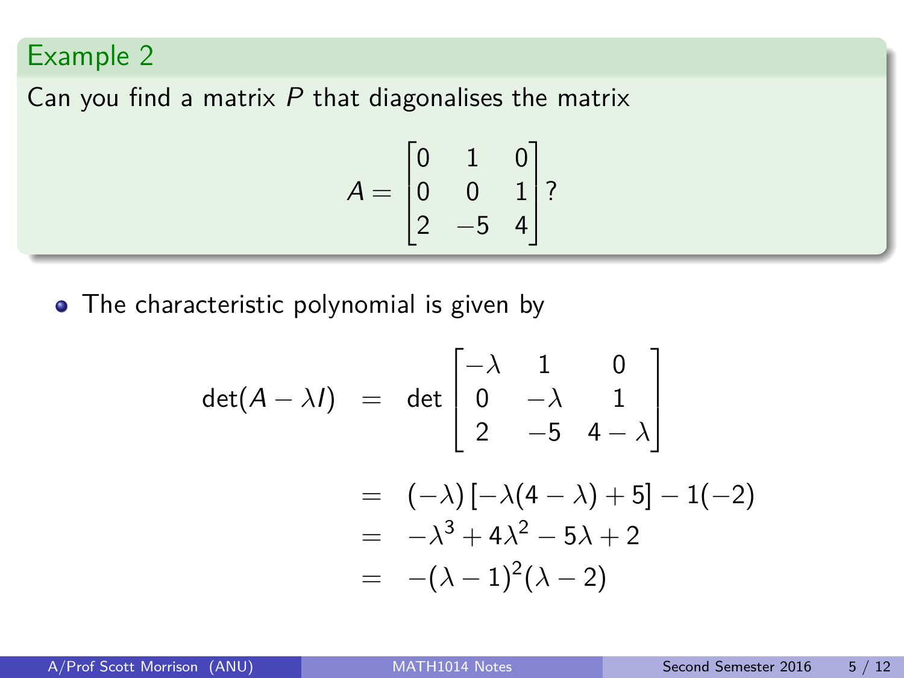## Example 2

Can you find a matrix $P$ that diagonalises the matrix

$$A = \begin{bmatrix} 0 & 1 & 0 \\ 0 & 0 & 1 \\ 2 & -5 & 4 \end{bmatrix}?$$

- The characteristic polynomial is given by

$$\begin{aligned}
\det(A - \lambda I) &= \det \begin{bmatrix} -\lambda & 1 & 0 \\ 0 & -\lambda & 1 \\ 2 & -5 & 4 - \lambda \end{bmatrix} \\
&= (-\lambda)\left[-\lambda(4 - \lambda) + 5\right] - 1(-2) \\
&= -\lambda^3 + 4\lambda^2 - 5\lambda + 2 \\
&= -(\lambda - 1)^2(\lambda - 2)
\end{aligned}$$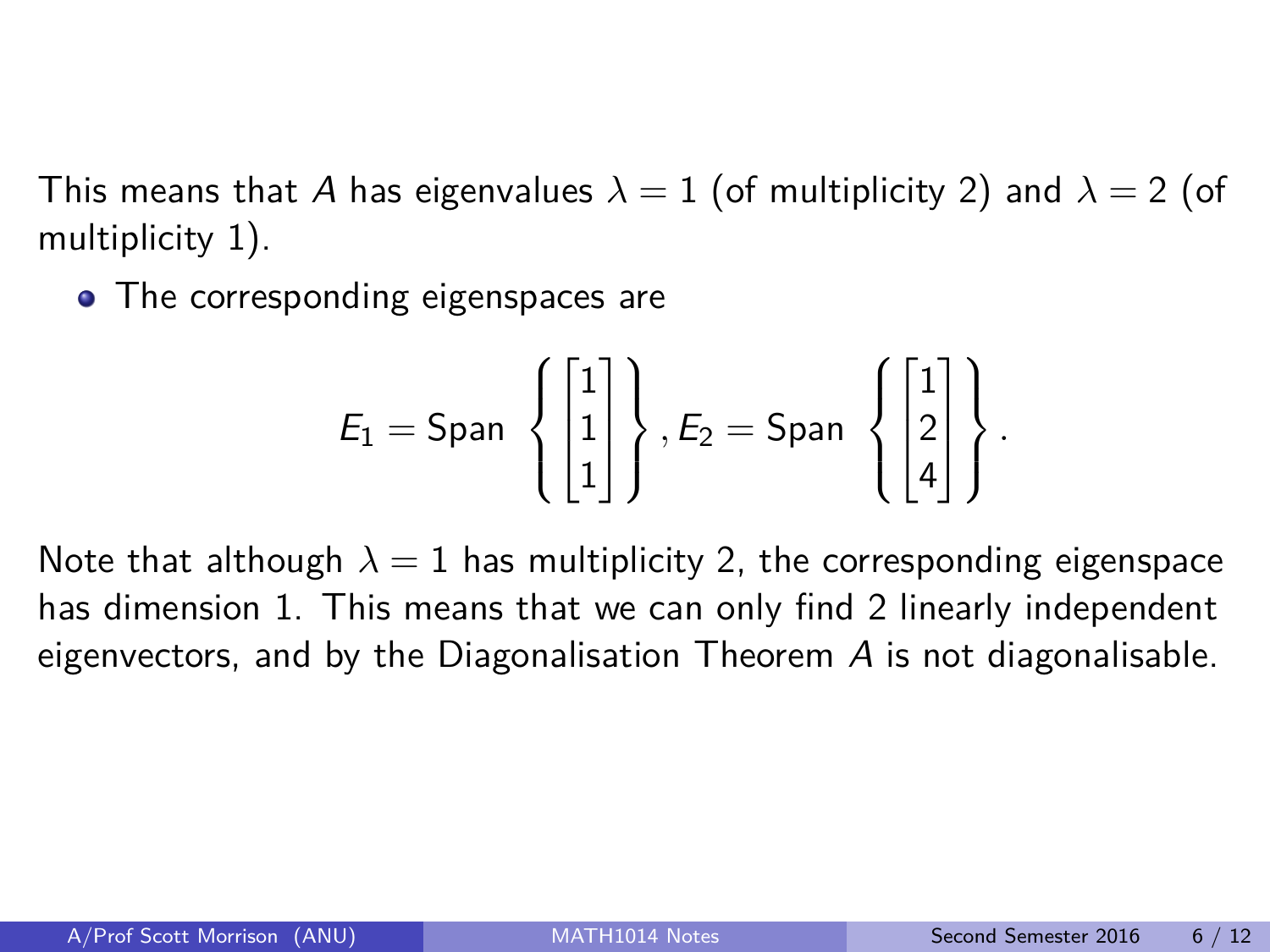This means that $A$ has eigenvalues $\lambda = 1$ (of multiplicity 2) and $\lambda = 2$ (of multiplicity 1).

- The corresponding eigenspaces are

$$E_1 = \text{Span } \left\{ \begin{bmatrix} 1 \\ 1 \\ 1 \end{bmatrix} \right\}, E_2 = \text{Span } \left\{ \begin{bmatrix} 1 \\ 2 \\ 4 \end{bmatrix} \right\}.$$

Note that although $\lambda = 1$ has multiplicity 2, the corresponding eigenspace has dimension 1. This means that we can only find 2 linearly independent eigenvectors, and by the Diagonalisation Theorem $A$ is not diagonalisable.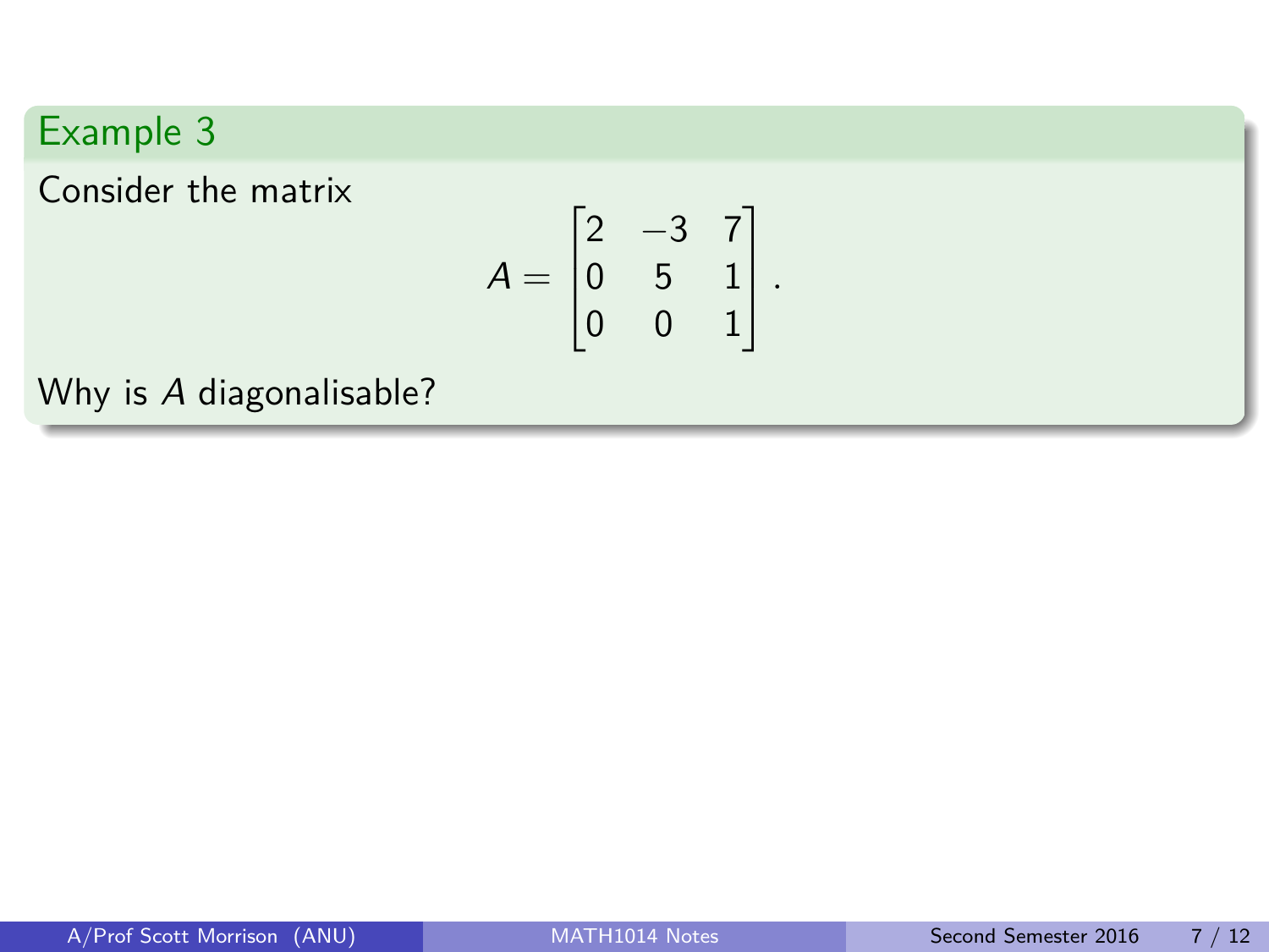## Example 3

Consider the matrix

$$A = \begin{bmatrix} 2 & -3 & 7 \\ 0 & 5 & 1 \\ 0 & 0 & 1 \end{bmatrix}.$$

Why is $A$ diagonalisable?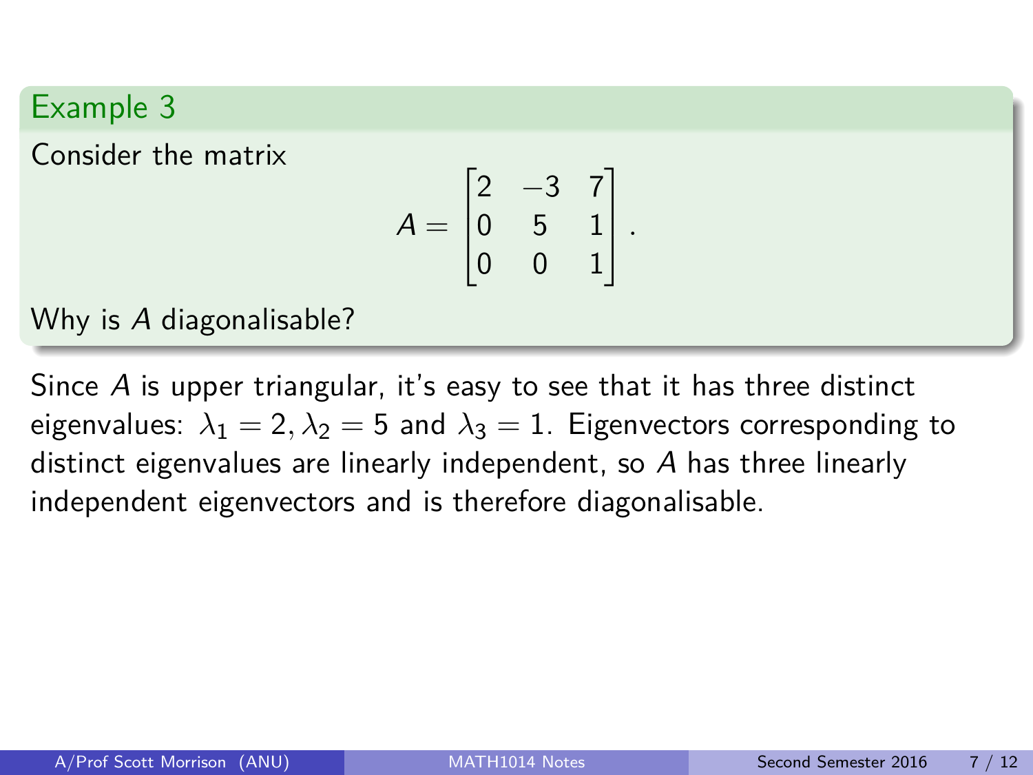### Example 3

Consider the matrix

$$A = \begin{bmatrix} 2 & -3 & 7 \\ 0 & 5 & 1 \\ 0 & 0 & 1 \end{bmatrix}.$$

Why is $A$ diagonalisable?

Since $A$ is upper triangular, it's easy to see that it has three distinct eigenvalues: $\lambda_1 = 2, \lambda_2 = 5$ and $\lambda_3 = 1$. Eigenvectors corresponding to distinct eigenvalues are linearly independent, so $A$ has three linearly independent eigenvectors and is therefore diagonalisable.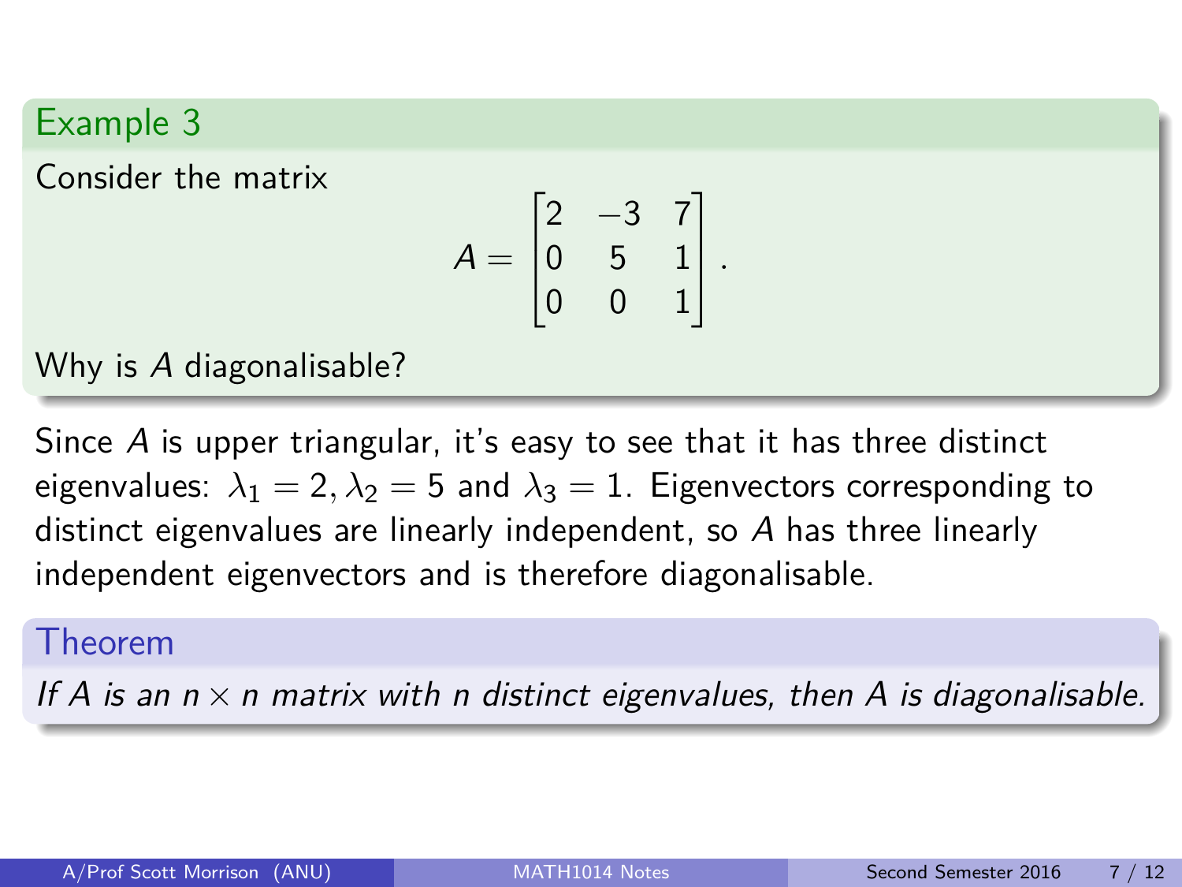### Example 3

Consider the matrix

$$A = \begin{bmatrix} 2 & -3 & 7 \\ 0 & 5 & 1 \\ 0 & 0 & 1 \end{bmatrix}.$$

Why is $A$ diagonalisable?

Since $A$ is upper triangular, it's easy to see that it has three distinct eigenvalues: $\lambda_1 = 2, \lambda_2 = 5$ and $\lambda_3 = 1$. Eigenvectors corresponding to distinct eigenvalues are linearly independent, so $A$ has three linearly independent eigenvectors and is therefore diagonalisable.

### Theorem

*If $A$ is an $n \times n$ matrix with $n$ distinct eigenvalues, then $A$ is diagonalisable.*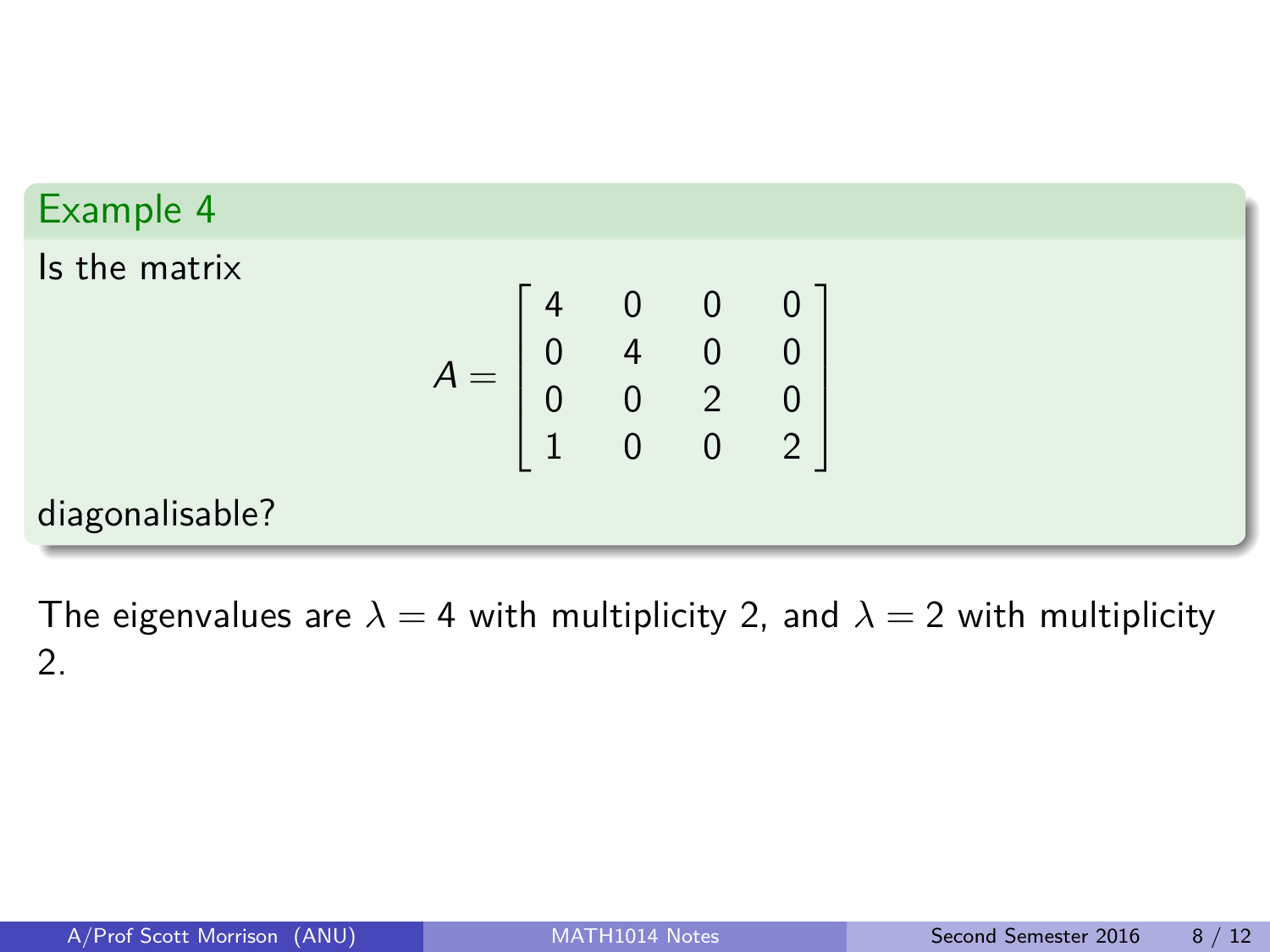### Example 4

Is the matrix

$$A = \begin{bmatrix} 4 & 0 & 0 & 0 \\ 0 & 4 & 0 & 0 \\ 0 & 0 & 2 & 0 \\ 1 & 0 & 0 & 2 \end{bmatrix}$$

diagonalisable?

The eigenvalues are $\lambda = 4$ with multiplicity 2, and $\lambda = 2$ with multiplicity 2.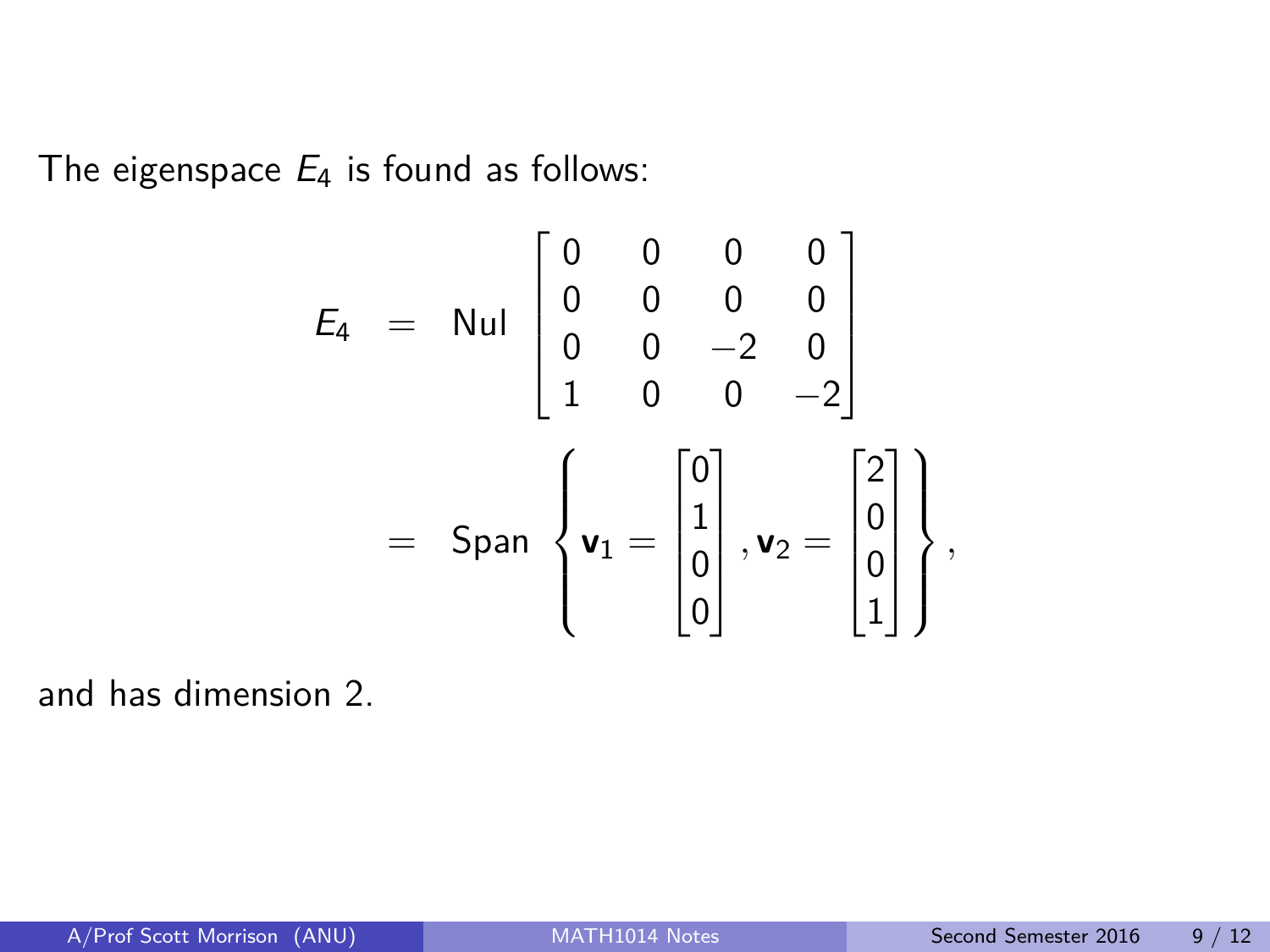The eigenspace $E_4$ is found as follows:

$$
\begin{aligned}
E_4 &= \text{Nul} \begin{bmatrix} 0 & 0 & 0 & 0 \\ 0 & 0 & 0 & 0 \\ 0 & 0 & -2 & 0 \\ 1 & 0 & 0 & -2 \end{bmatrix} \\
&= \text{Span} \left\{ \mathbf{v}_1 = \begin{bmatrix} 0 \\ 1 \\ 0 \\ 0 \end{bmatrix}, \mathbf{v}_2 = \begin{bmatrix} 2 \\ 0 \\ 0 \\ 1 \end{bmatrix} \right\},
\end{aligned}
$$

and has dimension 2.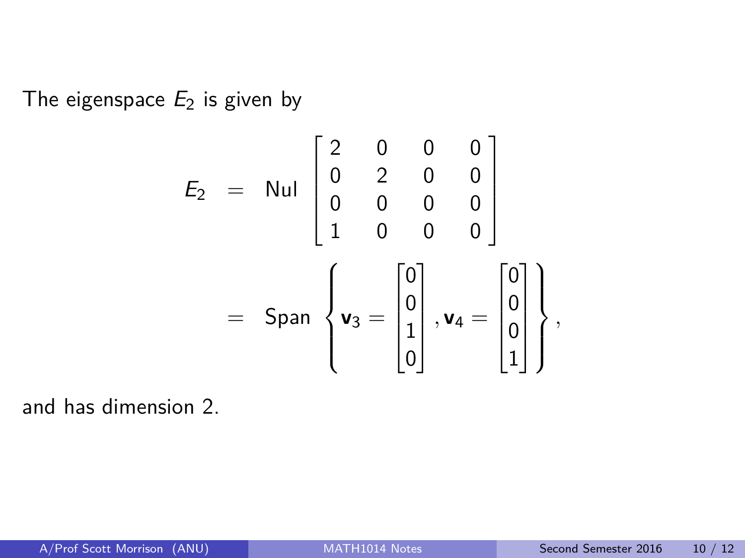The eigenspace $E_2$ is given by

$$
\begin{aligned}
E_2 &= \text{Nul} \begin{bmatrix} 2 & 0 & 0 & 0 \\ 0 & 2 & 0 & 0 \\ 0 & 0 & 0 & 0 \\ 1 & 0 & 0 & 0 \end{bmatrix} \\
&= \text{Span} \left\{ \mathbf{v}_3 = \begin{bmatrix} 0 \\ 0 \\ 1 \\ 0 \end{bmatrix}, \mathbf{v}_4 = \begin{bmatrix} 0 \\ 0 \\ 0 \\ 1 \end{bmatrix} \right\},
\end{aligned}
$$

and has dimension 2.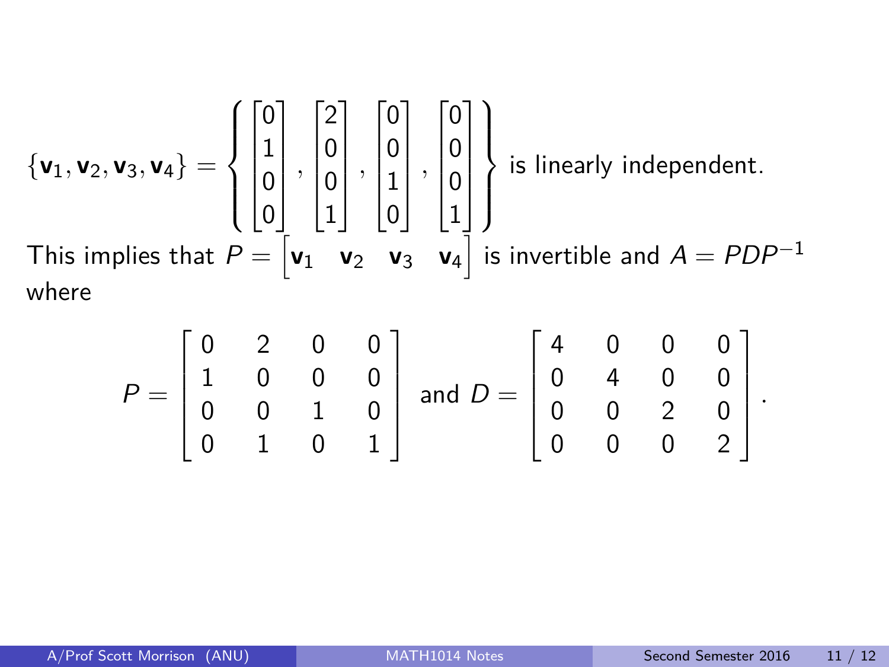$$\{\mathbf{v}_1, \mathbf{v}_2, \mathbf{v}_3, \mathbf{v}_4\} = \left\{ \begin{bmatrix} 0 \\ 1 \\ 0 \\ 0 \end{bmatrix}, \begin{bmatrix} 2 \\ 0 \\ 0 \\ 1 \end{bmatrix}, \begin{bmatrix} 0 \\ 0 \\ 1 \\ 0 \end{bmatrix}, \begin{bmatrix} 0 \\ 0 \\ 0 \\ 1 \end{bmatrix} \right\} \text{ is linearly independent.}$$

This implies that $P = \begin{bmatrix} \mathbf{v}_1 & \mathbf{v}_2 & \mathbf{v}_3 & \mathbf{v}_4 \end{bmatrix}$ is invertible and $A = PDP^{-1}$ where

$$P = \begin{bmatrix} 0 & 2 & 0 & 0 \\ 1 & 0 & 0 & 0 \\ 0 & 0 & 1 & 0 \\ 0 & 1 & 0 & 1 \end{bmatrix} \text{ and } D = \begin{bmatrix} 4 & 0 & 0 & 0 \\ 0 & 4 & 0 & 0 \\ 0 & 0 & 2 & 0 \\ 0 & 0 & 0 & 2 \end{bmatrix}.$$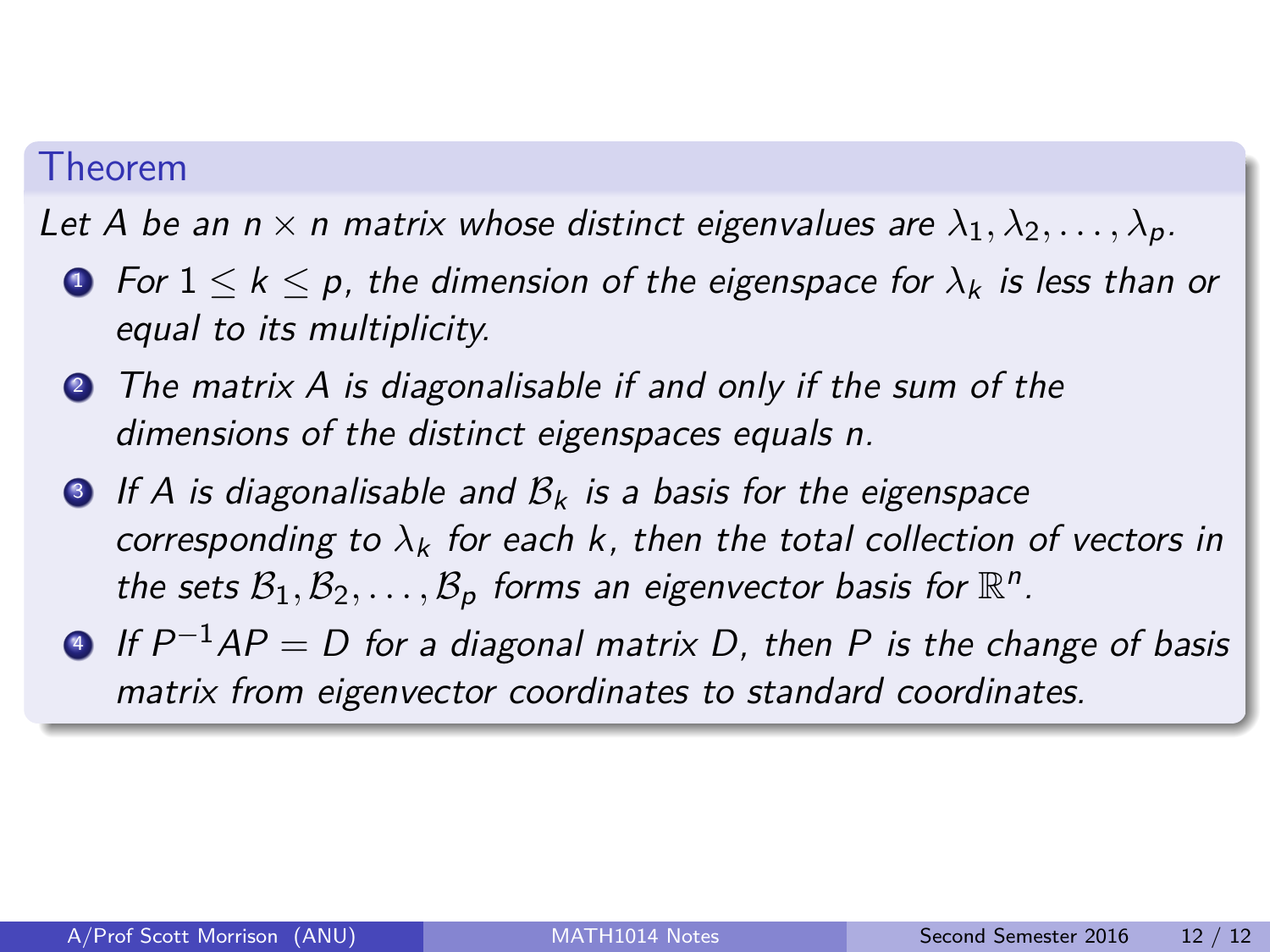## Theorem

*Let $A$ be an $n \times n$ matrix whose distinct eigenvalues are $\lambda_1, \lambda_2, \ldots, \lambda_p$.*

1. *For $1 \leq k \leq p$, the dimension of the eigenspace for $\lambda_k$ is less than or equal to its multiplicity.*
2. *The matrix $A$ is diagonalisable if and only if the sum of the dimensions of the distinct eigenspaces equals $n$.*
3. *If $A$ is diagonalisable and $\mathcal{B}_k$ is a basis for the eigenspace corresponding to $\lambda_k$ for each $k$, then the total collection of vectors in the sets $\mathcal{B}_1, \mathcal{B}_2, \ldots, \mathcal{B}_p$ forms an eigenvector basis for $\mathbb{R}^n$.*
4. *If $P^{-1}AP = D$ for a diagonal matrix $D$, then $P$ is the change of basis matrix from eigenvector coordinates to standard coordinates.*